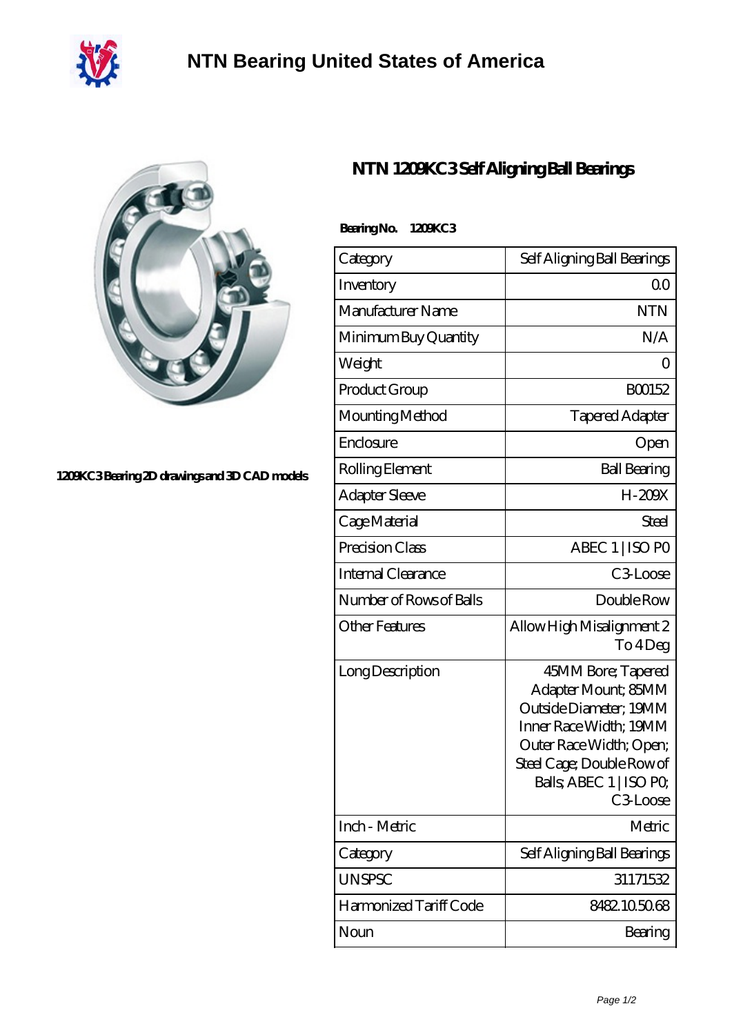# NTN Bearing United States of America

1209KC3 Bearing 2D drawings and 3D CAD models

## NTN 1209KC3 Self Aligning Ball Bearings

**Bearing No. 1209KC3**

| Category | Self Aligning Ball Bearings |
|---|---|
| Inventory | 0.0 |
| Manufacturer Name | NTN |
| Minimum Buy Quantity | N/A |
| Weight | 0 |
| Product Group | B00152 |
| Mounting Method | Tapered Adapter |
| Enclosure | Open |
| Rolling Element | Ball Bearing |
| Adapter Sleeve | H-209X |
| Cage Material | Steel |
| Precision Class | ABEC 1 \| ISO P0 |
| Internal Clearance | C3-Loose |
| Number of Rows of Balls | Double Row |
| Other Features | Allow High Misalignment 2 To 4 Deg |
| Long Description | 45MM Bore; Tapered Adapter Mount; 85MM Outside Diameter; 19MM Inner Race Width; 19MM Outer Race Width; Open; Steel Cage; Double Row of Balls; ABEC 1 \| ISO P0; C3-Loose |
| Inch - Metric | Metric |
| Category | Self Aligning Ball Bearings |
| UNSPSC | 31171532 |
| Harmonized Tariff Code | 8482.10.50.68 |
| Noun | Bearing |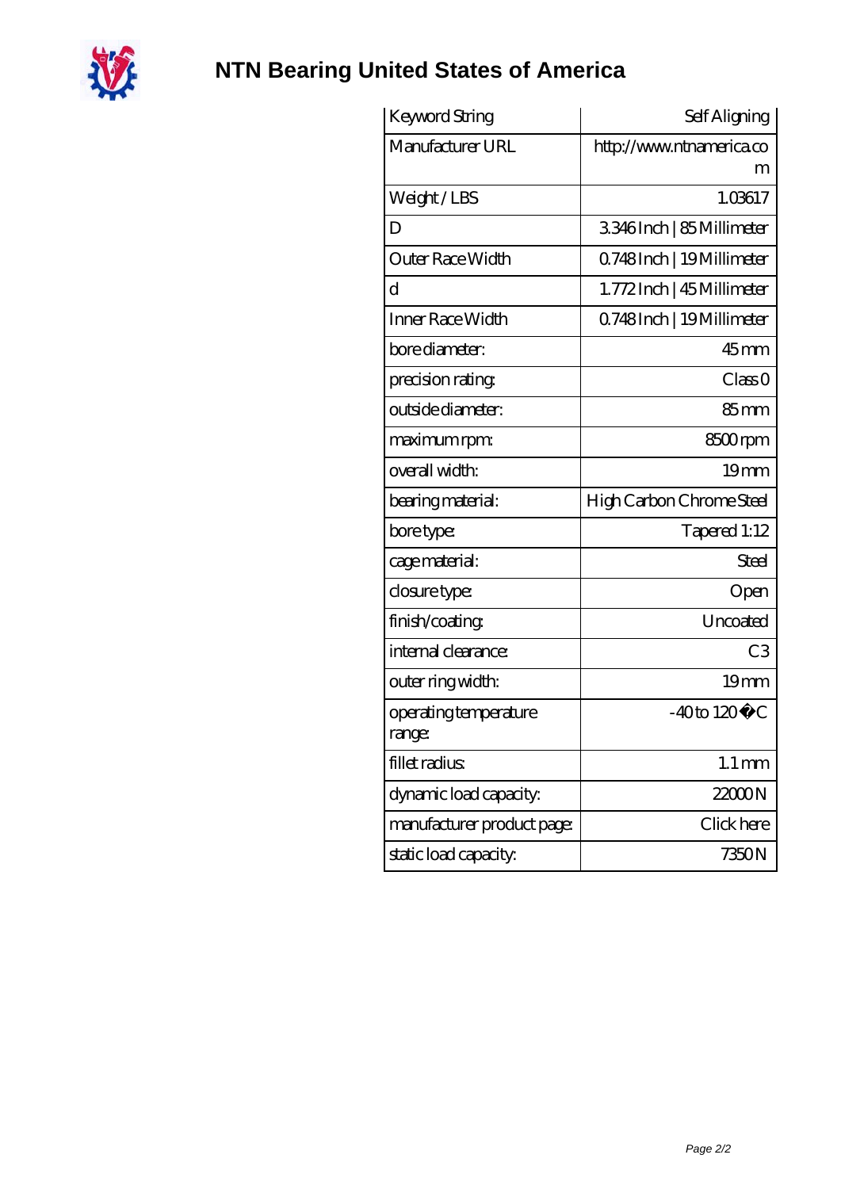# NTN Bearing United States of America

| | |
|---|---|
| Keyword String | Self Aligning |
| Manufacturer URL | http://www.ntnamerica.com |
| Weight / LBS | 1.03617 |
| D | 3.346 Inch \| 85 Millimeter |
| Outer Race Width | 0.748 Inch \| 19 Millimeter |
| d | 1.772 Inch \| 45 Millimeter |
| Inner Race Width | 0.748 Inch \| 19 Millimeter |
| bore diameter: | 45 mm |
| precision rating: | Class 0 |
| outside diameter: | 85 mm |
| maximum rpm: | 8500 rpm |
| overall width: | 19 mm |
| bearing material: | High Carbon Chrome Steel |
| bore type: | Tapered 1:12 |
| cage material: | Steel |
| closure type: | Open |
| finish/coating: | Uncoated |
| internal clearance: | C3 |
| outer ring width: | 19 mm |
| operating temperature range: | -40 to 120 �C |
| fillet radius: | 1.1 mm |
| dynamic load capacity: | 22000 N |
| manufacturer product page: | Click here |
| static load capacity: | 7350 N |